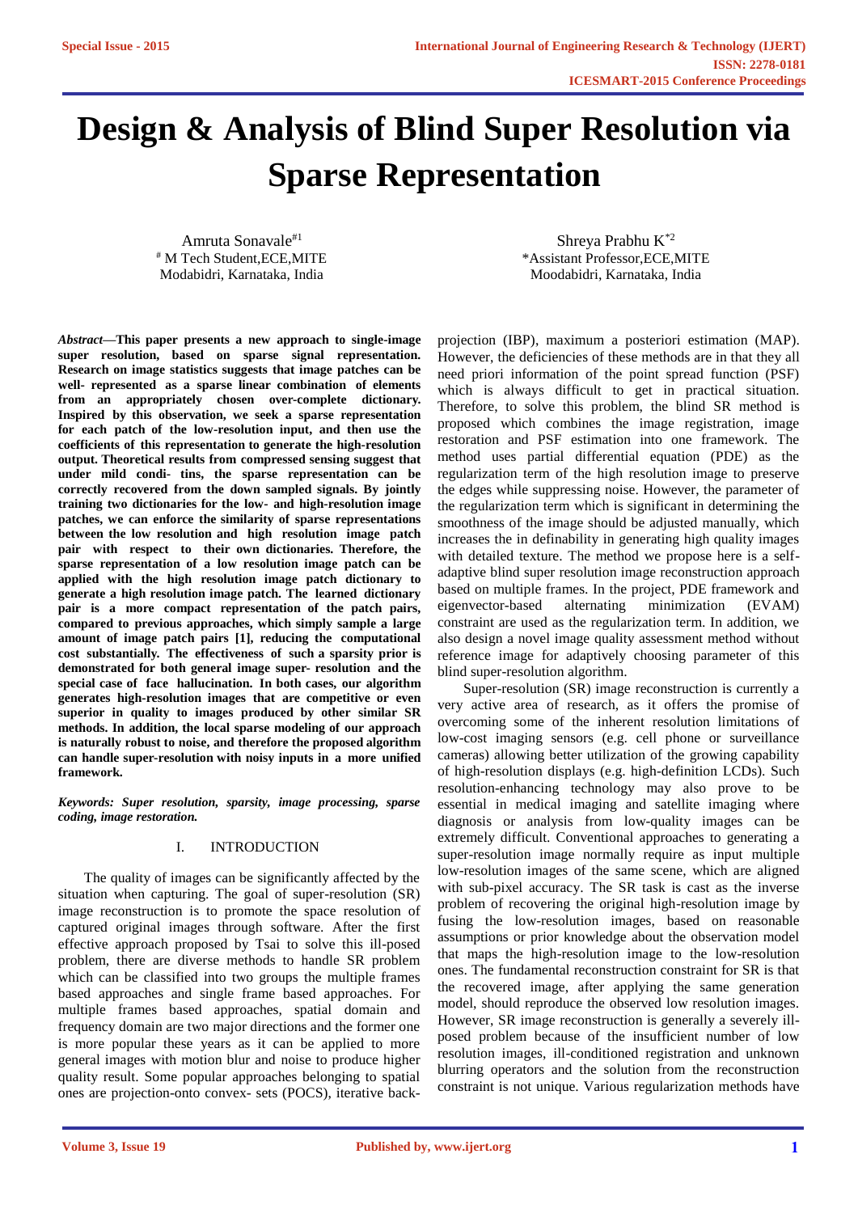# Design & Analysis of Blind Super Resolution via Sparse Representation

Amruta Sonavale[#1]
[#] M Tech Student,ECE,MITE
Modabidri, Karnataka, India

Shreya Prabhu K[*2]
*Assistant Professor,ECE,MITE
Moodabidri, Karnataka, India

***Abstract*—This paper presents a new approach to single-image super resolution, based on sparse signal representation. Research on image statistics suggests that image patches can be well- represented as a sparse linear combination of elements from an appropriately chosen over-complete dictionary. Inspired by this observation, we seek a sparse representation for each patch of the low-resolution input, and then use the coefficients of this representation to generate the high-resolution output. Theoretical results from compressed sensing suggest that under mild condi- tins, the sparse representation can be correctly recovered from the down sampled signals. By jointly training two dictionaries for the low- and high-resolution image patches, we can enforce the similarity of sparse representations between the low resolution and high resolution image patch pair with respect to their own dictionaries. Therefore, the sparse representation of a low resolution image patch can be applied with the high resolution image patch dictionary to generate a high resolution image patch. The learned dictionary pair is a more compact representation of the patch pairs, compared to previous approaches, which simply sample a large amount of image patch pairs [1], reducing the computational cost substantially. The effectiveness of such a sparsity prior is demonstrated for both general image super- resolution and the special case of face hallucination. In both cases, our algorithm generates high-resolution images that are competitive or even superior in quality to images produced by other similar SR methods. In addition, the local sparse modeling of our approach is naturally robust to noise, and therefore the proposed algorithm can handle super-resolution with noisy inputs in a more unified framework.**

***Keywords: Super resolution, sparsity, image processing, sparse coding, image restoration.***

## I. INTRODUCTION

The quality of images can be significantly affected by the situation when capturing. The goal of super-resolution (SR) image reconstruction is to promote the space resolution of captured original images through software. After the first effective approach proposed by Tsai to solve this ill-posed problem, there are diverse methods to handle SR problem which can be classified into two groups the multiple frames based approaches and single frame based approaches. For multiple frames based approaches, spatial domain and frequency domain are two major directions and the former one is more popular these years as it can be applied to more general images with motion blur and noise to produce higher quality result. Some popular approaches belonging to spatial ones are projection-onto convex- sets (POCS), iterative back-projection (IBP), maximum a posteriori estimation (MAP). However, the deficiencies of these methods are in that they all need priori information of the point spread function (PSF) which is always difficult to get in practical situation. Therefore, to solve this problem, the blind SR method is proposed which combines the image registration, image restoration and PSF estimation into one framework. The method uses partial differential equation (PDE) as the regularization term of the high resolution image to preserve the edges while suppressing noise. However, the parameter of the regularization term which is significant in determining the smoothness of the image should be adjusted manually, which increases the in definability in generating high quality images with detailed texture. The method we propose here is a self-adaptive blind super resolution image reconstruction approach based on multiple frames. In the project, PDE framework and eigenvector-based alternating minimization (EVAM) constraint are used as the regularization term. In addition, we also design a novel image quality assessment method without reference image for adaptively choosing parameter of this blind super-resolution algorithm.

Super-resolution (SR) image reconstruction is currently a very active area of research, as it offers the promise of overcoming some of the inherent resolution limitations of low-cost imaging sensors (e.g. cell phone or surveillance cameras) allowing better utilization of the growing capability of high-resolution displays (e.g. high-definition LCDs). Such resolution-enhancing technology may also prove to be essential in medical imaging and satellite imaging where diagnosis or analysis from low-quality images can be extremely difficult. Conventional approaches to generating a super-resolution image normally require as input multiple low-resolution images of the same scene, which are aligned with sub-pixel accuracy. The SR task is cast as the inverse problem of recovering the original high-resolution image by fusing the low-resolution images, based on reasonable assumptions or prior knowledge about the observation model that maps the high-resolution image to the low-resolution ones. The fundamental reconstruction constraint for SR is that the recovered image, after applying the same generation model, should reproduce the observed low resolution images. However, SR image reconstruction is generally a severely ill-posed problem because of the insufficient number of low resolution images, ill-conditioned registration and unknown blurring operators and the solution from the reconstruction constraint is not unique. Various regularization methods have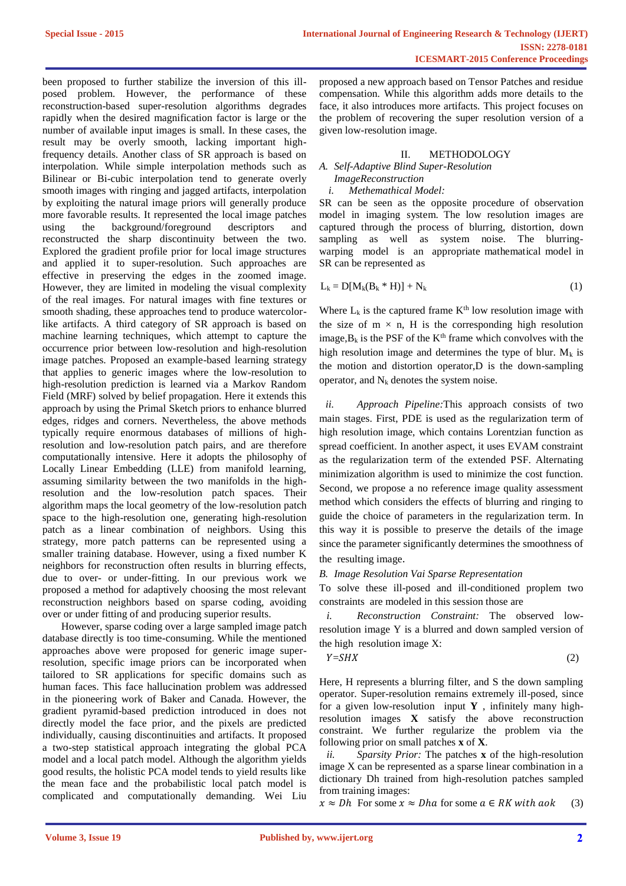been proposed to further stabilize the inversion of this ill-posed problem. However, the performance of these reconstruction-based super-resolution algorithms degrades rapidly when the desired magnification factor is large or the number of available input images is small. In these cases, the result may be overly smooth, lacking important high-frequency details. Another class of SR approach is based on interpolation. While simple interpolation methods such as Bilinear or Bi-cubic interpolation tend to generate overly smooth images with ringing and jagged artifacts, interpolation by exploiting the natural image priors will generally produce more favorable results. It represented the local image patches using the background/foreground descriptors and reconstructed the sharp discontinuity between the two. Explored the gradient profile prior for local image structures and applied it to super-resolution. Such approaches are effective in preserving the edges in the zoomed image. However, they are limited in modeling the visual complexity of the real images. For natural images with fine textures or smooth shading, these approaches tend to produce watercolor-like artifacts. A third category of SR approach is based on machine learning techniques, which attempt to capture the occurrence prior between low-resolution and high-resolution image patches. Proposed an example-based learning strategy that applies to generic images where the low-resolution to high-resolution prediction is learned via a Markov Random Field (MRF) solved by belief propagation. Here it extends this approach by using the Primal Sketch priors to enhance blurred edges, ridges and corners. Nevertheless, the above methods typically require enormous databases of millions of high-resolution and low-resolution patch pairs, and are therefore computationally intensive. Here it adopts the philosophy of Locally Linear Embedding (LLE) from manifold learning, assuming similarity between the two manifolds in the high-resolution and the low-resolution patch spaces. Their algorithm maps the local geometry of the low-resolution patch space to the high-resolution one, generating high-resolution patch as a linear combination of neighbors. Using this strategy, more patch patterns can be represented using a smaller training database. However, using a fixed number K neighbors for reconstruction often results in blurring effects, due to over- or under-fitting. In our previous work we proposed a method for adaptively choosing the most relevant reconstruction neighbors based on sparse coding, avoiding over or under fitting of and producing superior results.

However, sparse coding over a large sampled image patch database directly is too time-consuming. While the mentioned approaches above were proposed for generic image super-resolution, specific image priors can be incorporated when tailored to SR applications for specific domains such as human faces. This face hallucination problem was addressed in the pioneering work of Baker and Canada. However, the gradient pyramid-based prediction introduced in does not directly model the face prior, and the pixels are predicted individually, causing discontinuities and artifacts. It proposed a two-step statistical approach integrating the global PCA model and a local patch model. Although the algorithm yields good results, the holistic PCA model tends to yield results like the mean face and the probabilistic local patch model is complicated and computationally demanding. Wei Liu proposed a new approach based on Tensor Patches and residue compensation. While this algorithm adds more details to the face, it also introduces more artifacts. This project focuses on the problem of recovering the super resolution version of a given low-resolution image.

## II. METHODOLOGY

### A. Self-Adaptive Blind Super-Resolution ImageReconstruction

#### i. Methemathical Model:

SR can be seen as the opposite procedure of observation model in imaging system. The low resolution images are captured through the process of blurring, distortion, down sampling as well as system noise. The blurring-warping model is an appropriate mathematical model in SR can be represented as

$$L_k = D[M_k(B_k * H)] + N_k \tag{1}$$

Where $L_k$ is the captured frame $K^{th}$ low resolution image with the size of $m \times n$, H is the corresponding high resolution image,$B_k$ is the PSF of the $K^{th}$ frame which convolves with the high resolution image and determines the type of blur. $M_k$ is the motion and distortion operator,D is the down-sampling operator, and $N_k$ denotes the system noise.

*ii. Approach Pipeline:*This approach consists of two main stages. First, PDE is used as the regularization term of high resolution image, which contains Lorentzian function as spread coefficient. In another aspect, it uses EVAM constraint as the regularization term of the extended PSF. Alternating minimization algorithm is used to minimize the cost function. Second, we propose a no reference image quality assessment method which considers the effects of blurring and ringing to guide the choice of parameters in the regularization term. In this way it is possible to preserve the details of the image since the parameter significantly determines the smoothness of the resulting image.

### B. Image Resolution Vai Sparse Representation

To solve these ill-posed and ill-conditioned proplem two constraints are modeled in this session those are

*i. Reconstruction Constraint:* The observed low-resolution image Y is a blurred and down sampled version of the high resolution image X:

$$Y=SHX \tag{2}$$

Here, H represents a blurring filter, and S the down sampling operator. Super-resolution remains extremely ill-posed, since for a given low-resolution input **Y** , infinitely many high-resolution images **X** satisfy the above reconstruction constraint. We further regularize the problem via the following prior on small patches **x** of **X**.

*ii. Sparsity Prior:* The patches **x** of the high-resolution image X can be represented as a sparse linear combination in a dictionary Dh trained from high-resolution patches sampled from training images:

$$x \approx Dh \;\; \text{For some } x \approx Dha \text{ for some } a \in RK \; with \; aok \tag{3}$$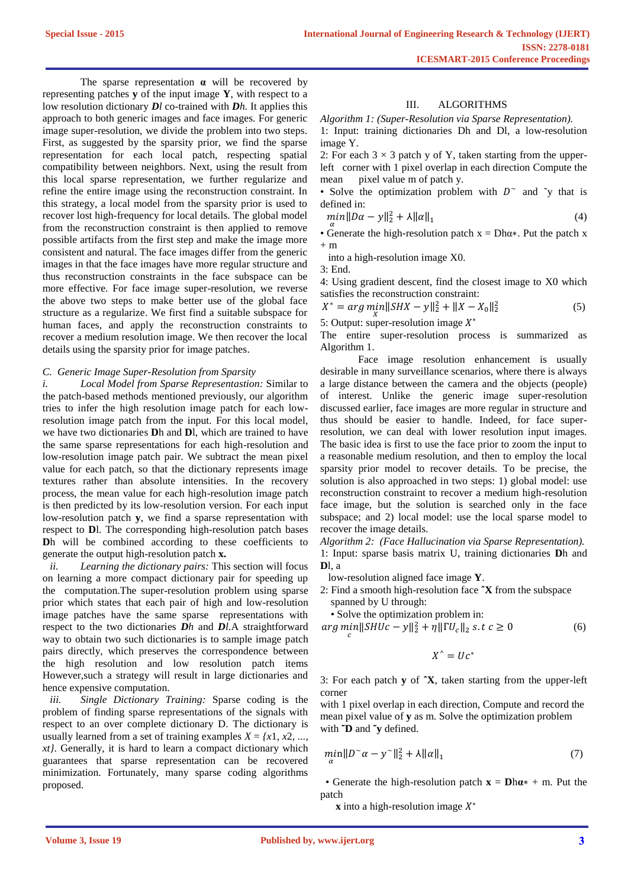The sparse representation **α** will be recovered by representing patches **y** of the input image **Y**, with respect to a low resolution dictionary ***Dl*** co-trained with ***Dh***. It applies this approach to both generic images and face images. For generic image super-resolution, we divide the problem into two steps. First, as suggested by the sparsity prior, we find the sparse representation for each local patch, respecting spatial compatibility between neighbors. Next, using the result from this local sparse representation, we further regularize and refine the entire image using the reconstruction constraint. In this strategy, a local model from the sparsity prior is used to recover lost high-frequency for local details. The global model from the reconstruction constraint is then applied to remove possible artifacts from the first step and make the image more consistent and natural. The face images differ from the generic images in that the face images have more regular structure and thus reconstruction constraints in the face subspace can be more effective. For face image super-resolution, we reverse the above two steps to make better use of the global face structure as a regularize. We first find a suitable subspace for human faces, and apply the reconstruction constraints to recover a medium resolution image. We then recover the local details using the sparsity prior for image patches.

### *C. Generic Image Super-Resolution from Sparsity*

*i. Local Model from Sparse Representation:* Similar to the patch-based methods mentioned previously, our algorithm tries to infer the high resolution image patch for each low-resolution image patch from the input. For this local model, we have two dictionaries **D**h and **D**l, which are trained to have the same sparse representations for each high-resolution and low-resolution image patch pair. We subtract the mean pixel value for each patch, so that the dictionary represents image textures rather than absolute intensities. In the recovery process, the mean value for each high-resolution image patch is then predicted by its low-resolution version. For each input low-resolution patch **y**, we find a sparse representation with respect to **D**l. The corresponding high-resolution patch bases **D**h will be combined according to these coefficients to generate the output high-resolution patch **x.**

*ii. Learning the dictionary pairs:* This section will focus on learning a more compact dictionary pair for speeding up the computation.The super-resolution problem using sparse prior which states that each pair of high and low-resolution image patches have the same sparse representations with respect to the two dictionaries ***Dh*** and ***Dl***.A straightforward way to obtain two such dictionaries is to sample image patch pairs directly, which preserves the correspondence between the high resolution and low resolution patch items However,such a strategy will result in large dictionaries and hence expensive computation.

*iii. Single Dictionary Training:* Sparse coding is the problem of finding sparse representations of the signals with respect to an over complete dictionary D. The dictionary is usually learned from a set of training examples *X = {x1, x2, ..., xt}*. Generally, it is hard to learn a compact dictionary which guarantees that sparse representation can be recovered minimization. Fortunately, many sparse coding algorithms proposed.

## III. ALGORITHMS

*Algorithm 1: (Super-Resolution via Sparse Representation).*

1: Input: training dictionaries Dh and Dl, a low-resolution image Y.

2: For each 3 × 3 patch y of Y, taken starting from the upper-left corner with 1 pixel overlap in each direction Compute the mean pixel value m of patch y.

• Solve the optimization problem with $D^{\sim}$ and ˜y that is defined in:

$$\min_{\alpha} \|D\alpha - y\|_2^2 + \lambda\|\alpha\|_1 \quad (4)$$

• Generate the high-resolution patch x = Dhα∗. Put the patch x + m into a high-resolution image X0.

3: End.

4: Using gradient descent, find the closest image to X0 which satisfies the reconstruction constraint:

$$X^* = \arg\min_{X} \|SHX - y\|_2^2 + \|X - X_0\|_2^2 \quad (5)$$

5: Output: super-resolution image $X^*$

The entire super-resolution process is summarized as Algorithm 1.

Face image resolution enhancement is usually desirable in many surveillance scenarios, where there is always a large distance between the camera and the objects (people) of interest. Unlike the generic image super-resolution discussed earlier, face images are more regular in structure and thus should be easier to handle. Indeed, for face super-resolution, we can deal with lower resolution input images. The basic idea is first to use the face prior to zoom the input to a reasonable medium resolution, and then to employ the local sparsity prior model to recover details. To be precise, the solution is also approached in two steps: 1) global model: use reconstruction constraint to recover a medium high-resolution face image, but the solution is searched only in the face subspace; and 2) local model: use the local sparse model to recover the image details.

*Algorithm 2: (Face Hallucination via Sparse Representation).*

1: Input: sparse basis matrix U, training dictionaries **D**h and **D**l, a low-resolution aligned face image **Y**.

2: Find a smooth high-resolution face ˆ**X** from the subspace spanned by U through:

• Solve the optimization problem in:

$$\arg\min_{c} \|SHUc - y\|_2^2 + \eta\|\Gamma U_c\|_2 \; s.t\; c \geq 0 \quad (6)$$

$$X^{\wedge} = Uc^*$$

3: For each patch **y** of ˆ**X**, taken starting from the upper-left corner with 1 pixel overlap in each direction, Compute and record the mean pixel value of **y** as m. Solve the optimization problem with ˜**D** and ˜**y** defined.

$$\min_{\alpha} \|D^{\sim}\alpha - y^{\sim}\|_2^2 + \lambda\|\alpha\|_1 \quad (7)$$

• Generate the high-resolution patch **x** = **D**h**α**∗ + m. Put the patch **x** into a high-resolution image $X^*$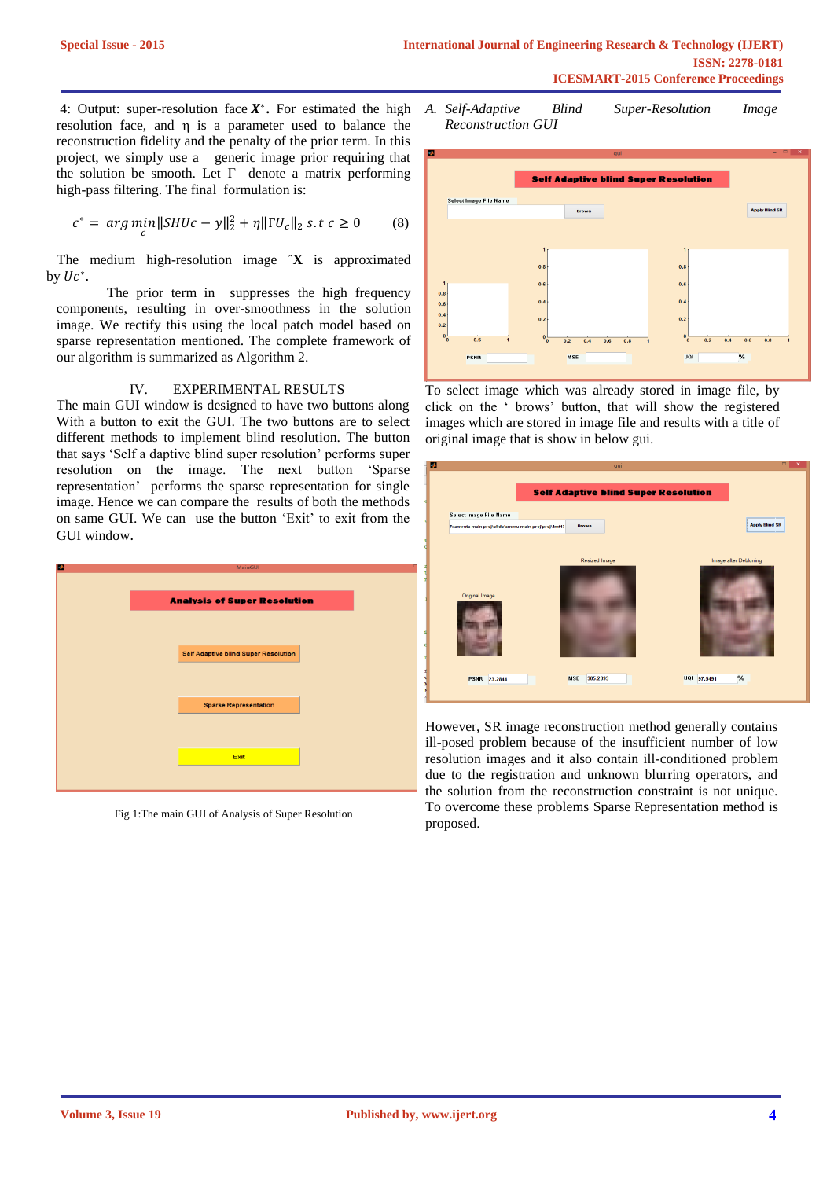4: Output: super-resolution face $\boldsymbol{X}^*$. For estimated the high resolution face, and η is a parameter used to balance the reconstruction fidelity and the penalty of the prior term. In this project, we simply use a generic image prior requiring that the solution be smooth. Let Γ denote a matrix performing high-pass filtering. The final formulation is:

$$c^* = \arg\min_{c} \|SHUc - y\|_2^2 + \eta \|\Gamma U_c\|_2 \; s.t \; c \geq 0 \qquad (8)$$

The medium high-resolution image ˆ**X** is approximated by $Uc^*$.

The prior term in suppresses the high frequency components, resulting in over-smoothness in the solution image. We rectify this using the local patch model based on sparse representation mentioned. The complete framework of our algorithm is summarized as Algorithm 2.

## IV. EXPERIMENTAL RESULTS

The main GUI window is designed to have two buttons along With a button to exit the GUI. The two buttons are to select different methods to implement blind resolution. The button that says 'Self a daptive blind super resolution' performs super resolution on the image. The next button 'Sparse representation' performs the sparse representation for single image. Hence we can compare the results of both the methods on same GUI. We can use the button 'Exit' to exit from the GUI window.

Fig 1:The main GUI of Analysis of Super Resolution

### A. *Self-Adaptive Blind Super-Resolution Image Reconstruction GUI*

To select image which was already stored in image file, by click on the ' brows' button, that will show the registered images which are stored in image file and results with a title of original image that is show in below gui.

However, SR image reconstruction method generally contains ill-posed problem because of the insufficient number of low resolution images and it also contain ill-conditioned problem due to the registration and unknown blurring operators, and the solution from the reconstruction constraint is not unique. To overcome these problems Sparse Representation method is proposed.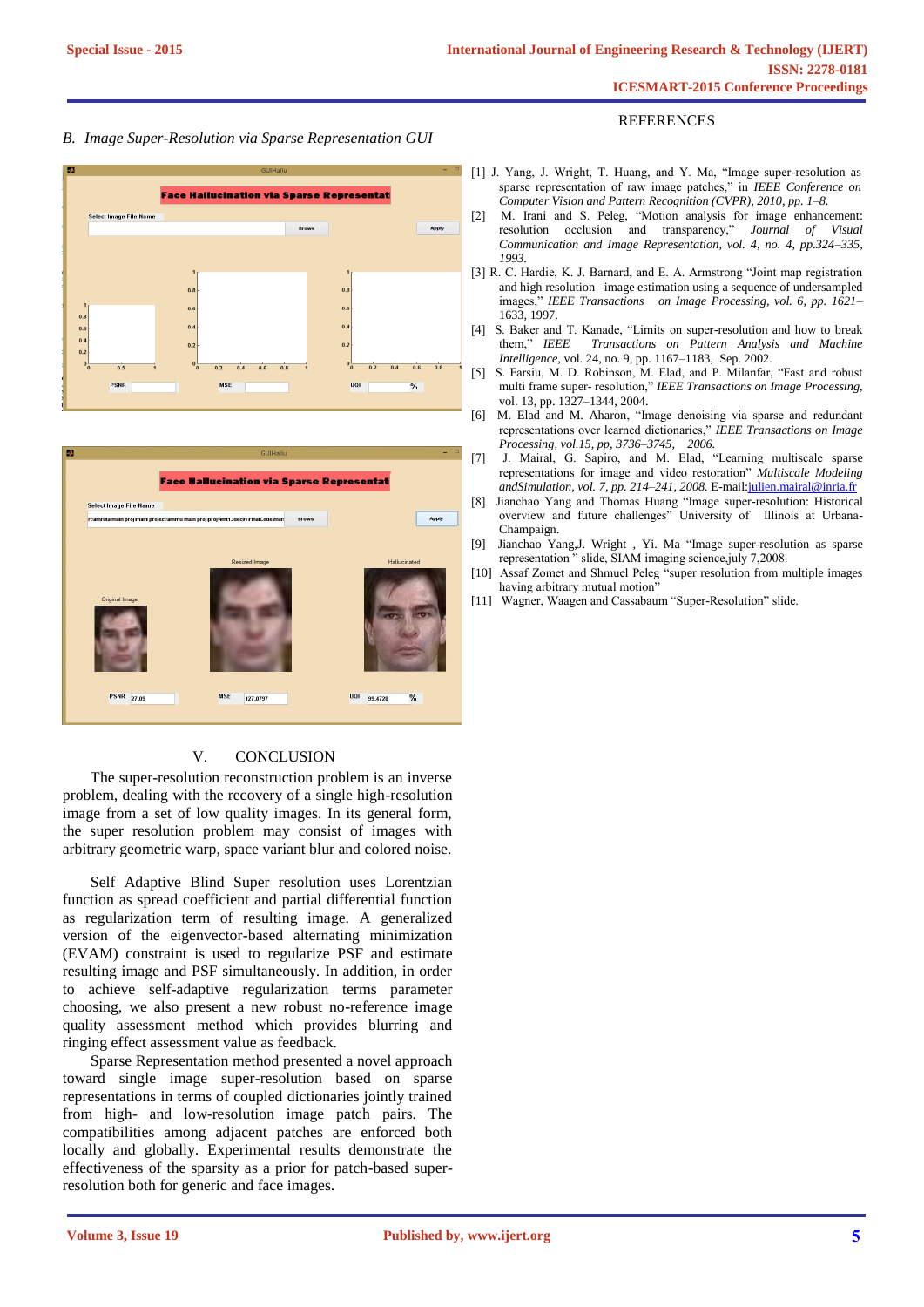### B. Image Super-Resolution via Sparse Representation GUI

## V. CONCLUSION

The super-resolution reconstruction problem is an inverse problem, dealing with the recovery of a single high-resolution image from a set of low quality images. In its general form, the super resolution problem may consist of images with arbitrary geometric warp, space variant blur and colored noise.

Self Adaptive Blind Super resolution uses Lorentzian function as spread coefficient and partial differential function as regularization term of resulting image. A generalized version of the eigenvector-based alternating minimization (EVAM) constraint is used to regularize PSF and estimate resulting image and PSF simultaneously. In addition, in order to achieve self-adaptive regularization terms parameter choosing, we also present a new robust no-reference image quality assessment method which provides blurring and ringing effect assessment value as feedback.

Sparse Representation method presented a novel approach toward single image super-resolution based on sparse representations in terms of coupled dictionaries jointly trained from high- and low-resolution image patch pairs. The compatibilities among adjacent patches are enforced both locally and globally. Experimental results demonstrate the effectiveness of the sparsity as a prior for patch-based super-resolution both for generic and face images.

## REFERENCES

[1] J. Yang, J. Wright, T. Huang, and Y. Ma, "Image super-resolution as sparse representation of raw image patches," in *IEEE Conference on Computer Vision and Pattern Recognition (CVPR), 2010, pp. 1–8.*

[2] M. Irani and S. Peleg, "Motion analysis for image enhancement: resolution occlusion and transparency," *Journal of Visual Communication and Image Representation, vol. 4, no. 4, pp.324–335, 1993.*

[3] R. C. Hardie, K. J. Barnard, and E. A. Armstrong "Joint map registration and high resolution image estimation using a sequence of undersampled images," *IEEE Transactions on Image Processing, vol. 6, pp. 1621–1633, 1997.*

[4] S. Baker and T. Kanade, "Limits on super-resolution and how to break them," *IEEE Transactions on Pattern Analysis and Machine Intelligence*, vol. 24, no. 9, pp. 1167–1183, Sep. 2002.

[5] S. Farsiu, M. D. Robinson, M. Elad, and P. Milanfar, "Fast and robust multi frame super- resolution," *IEEE Transactions on Image Processing,* vol. 13, pp. 1327–1344, 2004.

[6] M. Elad and M. Aharon, "Image denoising via sparse and redundant representations over learned dictionaries," *IEEE Transactions on Image Processing, vol.15, pp, 3736–3745, 2006.*

[7] J. Mairal, G. Sapiro, and M. Elad, "Learning multiscale sparse representations for image and video restoration" *Multiscale Modeling andSimulation, vol. 7, pp. 214–241, 2008.* E-mail:julien.mairal@inria.fr

[8] Jianchao Yang and Thomas Huang "Image super-resolution: Historical overview and future challenges" University of Illinois at Urbana-Champaign.

[9] Jianchao Yang,J. Wright , Yi. Ma "Image super-resolution as sparse representation " slide, SIAM imaging science,july 7,2008.

[10] Assaf Zomet and Shmuel Peleg "super resolution from multiple images having arbitrary mutual motion"

[11] Wagner, Waagen and Cassabaum "Super-Resolution" slide.